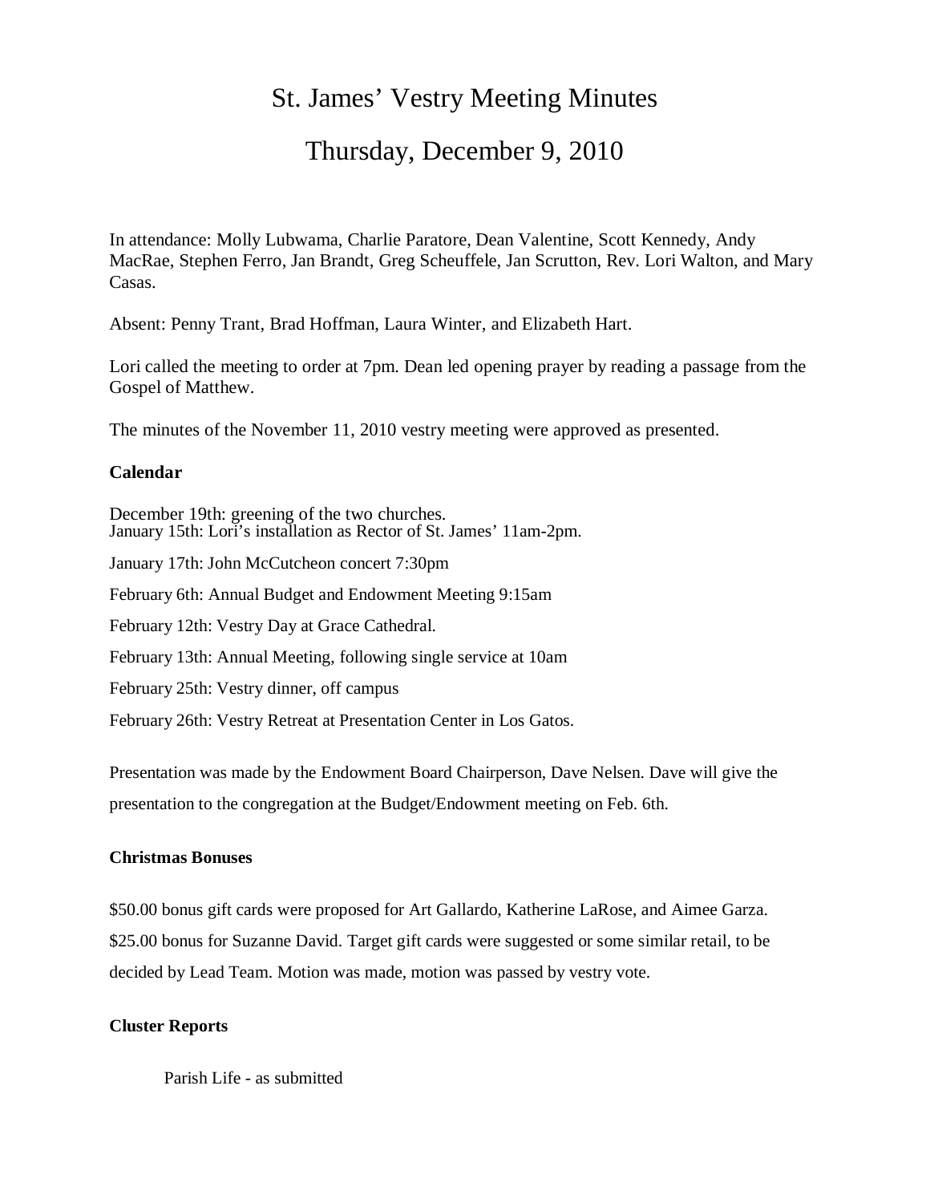# St. James' Vestry Meeting Minutes

# Thursday, December 9, 2010

In attendance: Molly Lubwama, Charlie Paratore, Dean Valentine, Scott Kennedy, Andy MacRae, Stephen Ferro, Jan Brandt, Greg Scheuffele, Jan Scrutton, Rev. Lori Walton, and Mary Casas.

Absent: Penny Trant, Brad Hoffman, Laura Winter, and Elizabeth Hart.

Lori called the meeting to order at 7pm. Dean led opening prayer by reading a passage from the Gospel of Matthew.

The minutes of the November 11, 2010 vestry meeting were approved as presented.

**Calendar**

December 19th: greening of the two churches.
January 15th: Lori's installation as Rector of St. James' 11am-2pm.

January 17th: John McCutcheon concert 7:30pm

February 6th: Annual Budget and Endowment Meeting 9:15am

February 12th: Vestry Day at Grace Cathedral.

February 13th: Annual Meeting, following single service at 10am

February 25th: Vestry dinner, off campus

February 26th: Vestry Retreat at Presentation Center in Los Gatos.

Presentation was made by the Endowment Board Chairperson, Dave Nelsen. Dave will give the presentation to the congregation at the Budget/Endowment meeting on Feb. 6th.

**Christmas Bonuses**

$50.00 bonus gift cards were proposed for Art Gallardo, Katherine LaRose, and Aimee Garza. $25.00 bonus for Suzanne David. Target gift cards were suggested or some similar retail, to be decided by Lead Team. Motion was made, motion was passed by vestry vote.

**Cluster Reports**

Parish Life - as submitted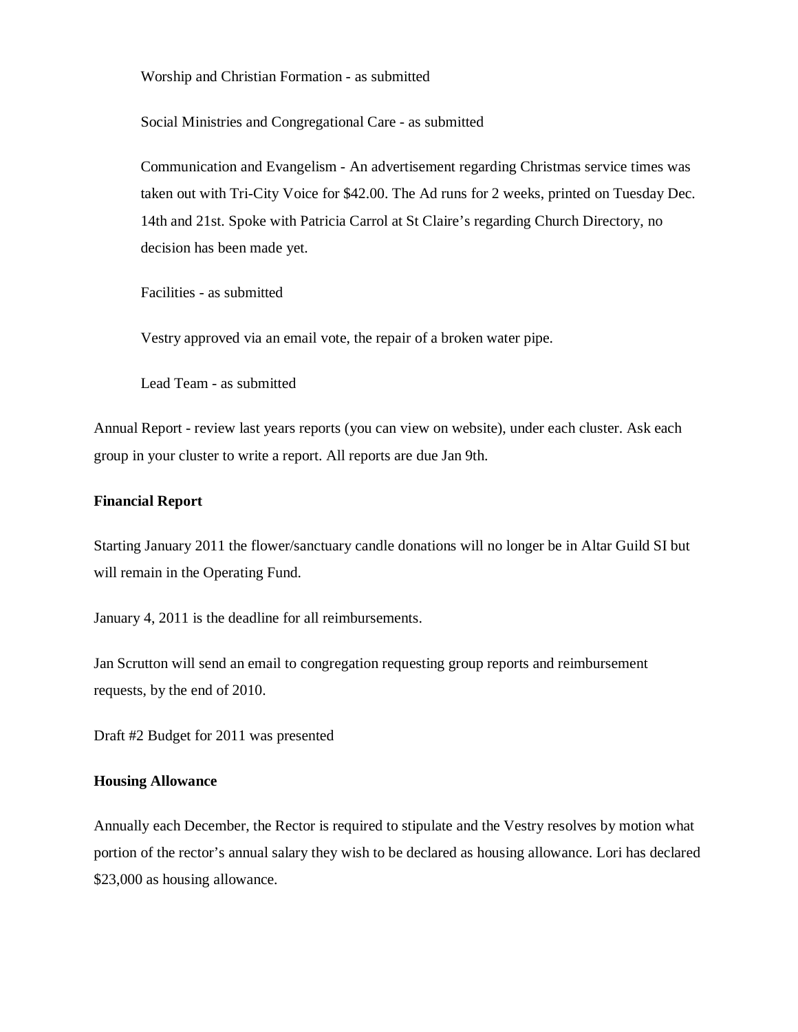Worship and Christian Formation - as submitted

Social Ministries and Congregational Care - as submitted

Communication and Evangelism - An advertisement regarding Christmas service times was taken out with Tri-City Voice for $42.00. The Ad runs for 2 weeks, printed on Tuesday Dec. 14th and 21st. Spoke with Patricia Carrol at St Claire's regarding Church Directory, no decision has been made yet.

Facilities - as submitted

Vestry approved via an email vote, the repair of a broken water pipe.

Lead Team - as submitted

Annual Report - review last years reports (you can view on website), under each cluster. Ask each group in your cluster to write a report. All reports are due Jan 9th.

**Financial Report**

Starting January 2011 the flower/sanctuary candle donations will no longer be in Altar Guild SI but will remain in the Operating Fund.

January 4, 2011 is the deadline for all reimbursements.

Jan Scrutton will send an email to congregation requesting group reports and reimbursement requests, by the end of 2010.

Draft #2 Budget for 2011 was presented

**Housing Allowance**

Annually each December, the Rector is required to stipulate and the Vestry resolves by motion what portion of the rector's annual salary they wish to be declared as housing allowance. Lori has declared $23,000 as housing allowance.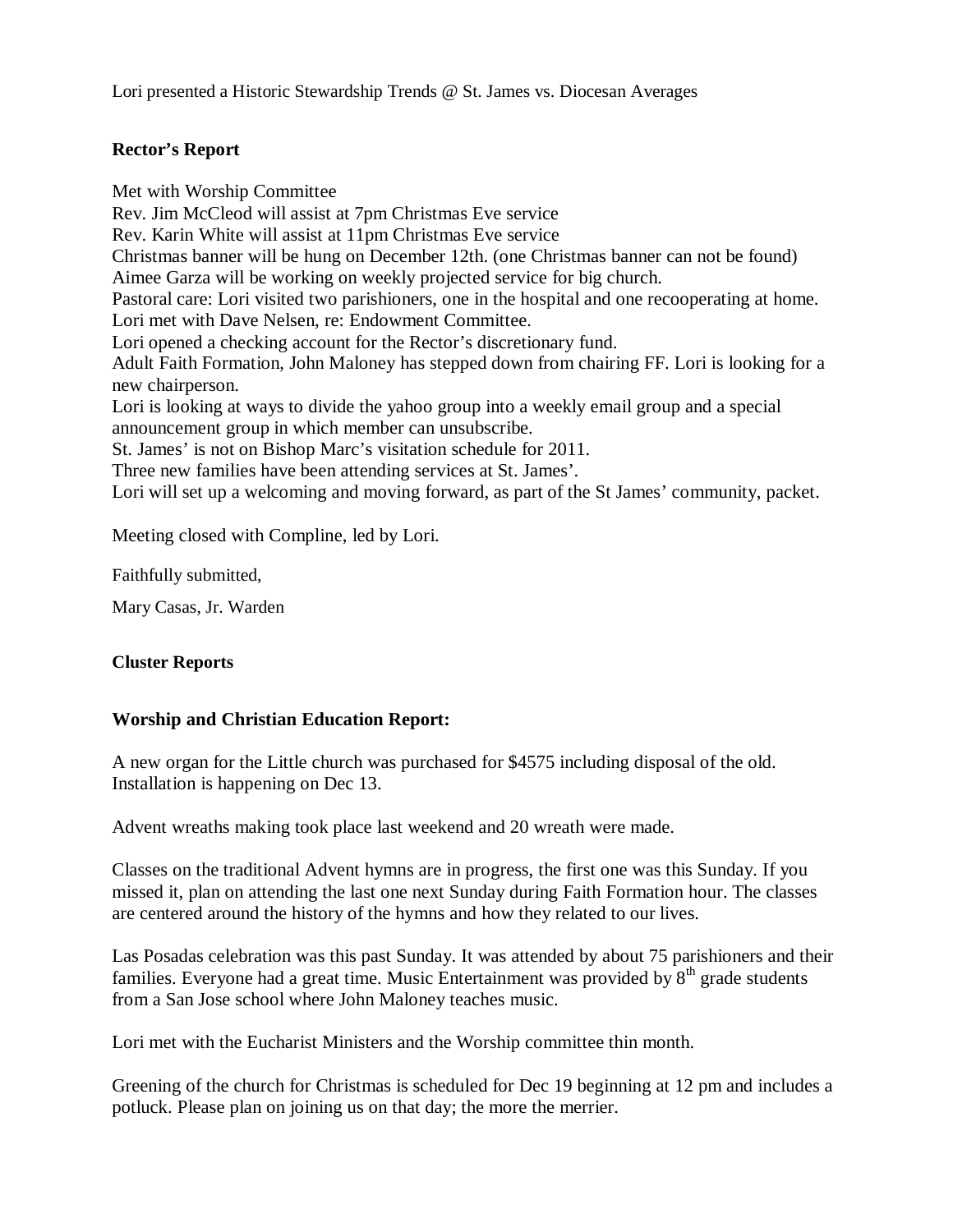Lori presented a Historic Stewardship Trends @ St. James vs. Diocesan Averages

**Rector's Report**

Met with Worship Committee
Rev. Jim McCleod will assist at 7pm Christmas Eve service
Rev. Karin White will assist at 11pm Christmas Eve service
Christmas banner will be hung on December 12th. (one Christmas banner can not be found)
Aimee Garza will be working on weekly projected service for big church.
Pastoral care: Lori visited two parishioners, one in the hospital and one recoopering at home.
Lori met with Dave Nelsen, re: Endowment Committee.
Lori opened a checking account for the Rector's discretionary fund.
Adult Faith Formation, John Maloney has stepped down from chairing FF. Lori is looking for a new chairperson.
Lori is looking at ways to divide the yahoo group into a weekly email group and a special announcement group in which member can unsubscribe.
St. James' is not on Bishop Marc's visitation schedule for 2011.
Three new families have been attending services at St. James'.
Lori will set up a welcoming and moving forward, as part of the St James' community, packet.

Meeting closed with Compline, led by Lori.

Faithfully submitted,

Mary Casas, Jr. Warden

**Cluster Reports**

**Worship and Christian Education Report:**

A new organ for the Little church was purchased for $4575 including disposal of the old. Installation is happening on Dec 13.

Advent wreaths making took place last weekend and 20 wreath were made.

Classes on the traditional Advent hymns are in progress, the first one was this Sunday. If you missed it, plan on attending the last one next Sunday during Faith Formation hour. The classes are centered around the history of the hymns and how they related to our lives.

Las Posadas celebration was this past Sunday. It was attended by about 75 parishioners and their families. Everyone had a great time. Music Entertainment was provided by 8th grade students from a San Jose school where John Maloney teaches music.

Lori met with the Eucharist Ministers and the Worship committee thin month.

Greening of the church for Christmas is scheduled for Dec 19 beginning at 12 pm and includes a potluck. Please plan on joining us on that day; the more the merrier.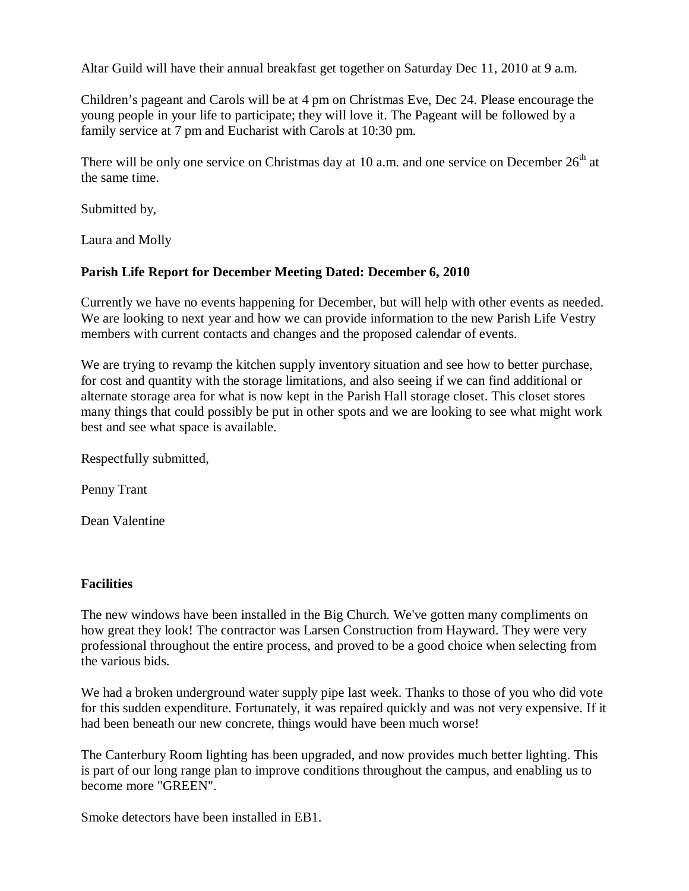Altar Guild will have their annual breakfast get together on Saturday Dec 11, 2010 at 9 a.m.

Children's pageant and Carols will be at 4 pm on Christmas Eve, Dec 24. Please encourage the young people in your life to participate; they will love it. The Pageant will be followed by a family service at 7 pm and Eucharist with Carols at 10:30 pm.

There will be only one service on Christmas day at 10 a.m. and one service on December 26th at the same time.

Submitted by,

Laura and Molly

**Parish Life Report for December Meeting Dated: December 6, 2010**

Currently we have no events happening for December, but will help with other events as needed. We are looking to next year and how we can provide information to the new Parish Life Vestry members with current contacts and changes and the proposed calendar of events.

We are trying to revamp the kitchen supply inventory situation and see how to better purchase, for cost and quantity with the storage limitations, and also seeing if we can find additional or alternate storage area for what is now kept in the Parish Hall storage closet. This closet stores many things that could possibly be put in other spots and we are looking to see what might work best and see what space is available.

Respectfully submitted,

Penny Trant

Dean Valentine

**Facilities**

The new windows have been installed in the Big Church. We've gotten many compliments on how great they look! The contractor was Larsen Construction from Hayward. They were very professional throughout the entire process, and proved to be a good choice when selecting from the various bids.

We had a broken underground water supply pipe last week. Thanks to those of you who did vote for this sudden expenditure. Fortunately, it was repaired quickly and was not very expensive. If it had been beneath our new concrete, things would have been much worse!

The Canterbury Room lighting has been upgraded, and now provides much better lighting. This is part of our long range plan to improve conditions throughout the campus, and enabling us to become more "GREEN".

Smoke detectors have been installed in EB1.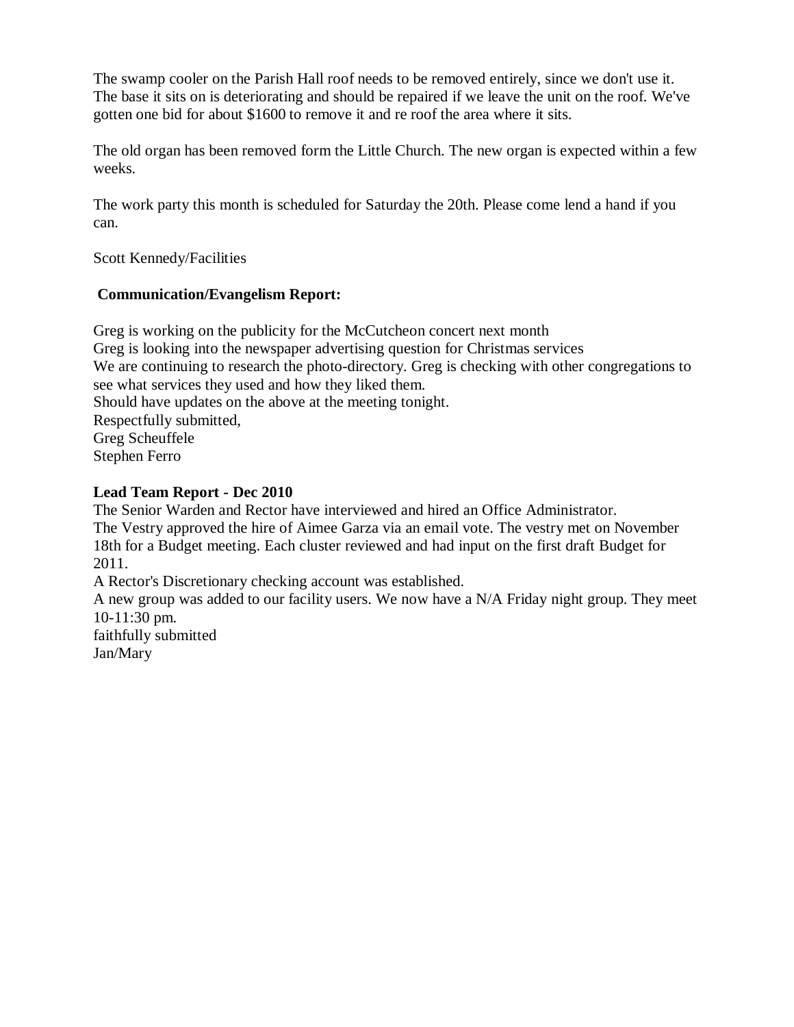The swamp cooler on the Parish Hall roof needs to be removed entirely, since we don't use it. The base it sits on is deteriorating and should be repaired if we leave the unit on the roof. We've gotten one bid for about $1600 to remove it and re roof the area where it sits.

The old organ has been removed form the Little Church. The new organ is expected within a few weeks.

The work party this month is scheduled for Saturday the 20th. Please come lend a hand if you can.

Scott Kennedy/Facilities

**Communication/Evangelism Report:**

Greg is working on the publicity for the McCutcheon concert next month
Greg is looking into the newspaper advertising question for Christmas services
We are continuing to research the photo-directory. Greg is checking with other congregations to see what services they used and how they liked them.
Should have updates on the above at the meeting tonight.
Respectfully submitted,
Greg Scheuffele
Stephen Ferro

**Lead Team Report - Dec 2010**

The Senior Warden and Rector have interviewed and hired an Office Administrator.
The Vestry approved the hire of Aimee Garza via an email vote. The vestry met on November 18th for a Budget meeting. Each cluster reviewed and had input on the first draft Budget for 2011.
A Rector's Discretionary checking account was established.
A new group was added to our facility users. We now have a N/A Friday night group. They meet 10-11:30 pm.
faithfully submitted
Jan/Mary